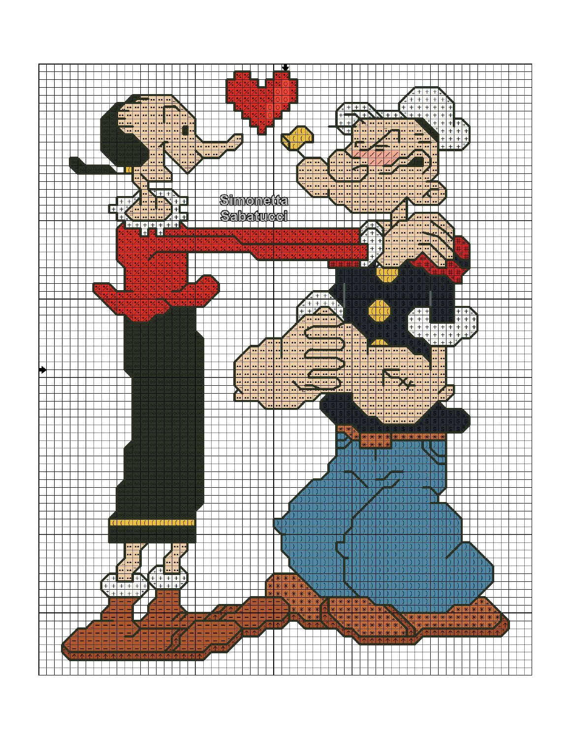Simonetta
Sabatucci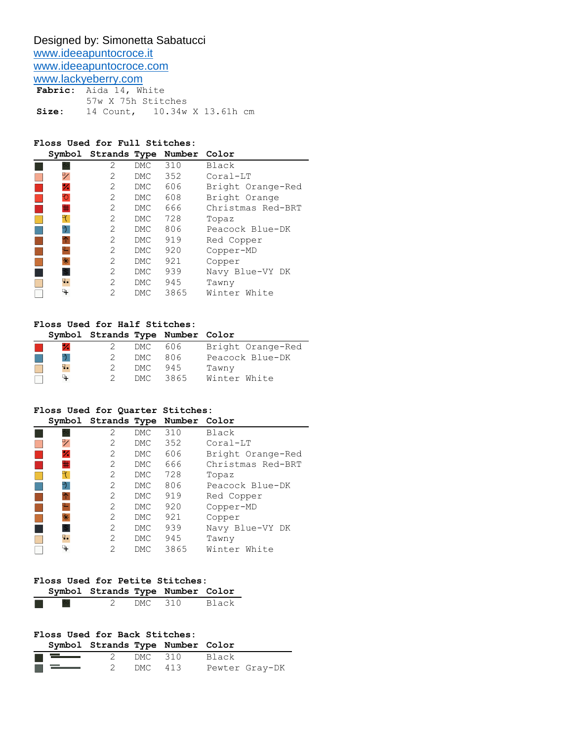Designed by: Simonetta Sabatucci

www.ideeapuntocroce.it

www.ideeapuntocroce.com

www.lackyeberry.com

**Fabric:** Aida 14, White
57w X 75h Stitches

**Size:** 14 Count, 10.34w X 13.61h cm

**Floss Used for Full Stitches:**

| Symbol | Strands | Type | Number | Color |
|---|---|---|---|---|
| | 2 | DMC | 310 | Black |
| | 2 | DMC | 352 | Coral-LT |
| | 2 | DMC | 606 | Bright Orange-Red |
| | 2 | DMC | 608 | Bright Orange |
| | 2 | DMC | 666 | Christmas Red-BRT |
| | 2 | DMC | 728 | Topaz |
| | 2 | DMC | 806 | Peacock Blue-DK |
| | 2 | DMC | 919 | Red Copper |
| | 2 | DMC | 920 | Copper-MD |
| | 2 | DMC | 921 | Copper |
| | 2 | DMC | 939 | Navy Blue-VY DK |
| | 2 | DMC | 945 | Tawny |
| | 2 | DMC | 3865 | Winter White |

**Floss Used for Half Stitches:**

| Symbol | Strands | Type | Number | Color |
|---|---|---|---|---|
| | 2 | DMC | 606 | Bright Orange-Red |
| | 2 | DMC | 806 | Peacock Blue-DK |
| | 2 | DMC | 945 | Tawny |
| | 2 | DMC | 3865 | Winter White |

**Floss Used for Quarter Stitches:**

| Symbol | Strands | Type | Number | Color |
|---|---|---|---|---|
| | 2 | DMC | 310 | Black |
| | 2 | DMC | 352 | Coral-LT |
| | 2 | DMC | 606 | Bright Orange-Red |
| | 2 | DMC | 666 | Christmas Red-BRT |
| | 2 | DMC | 728 | Topaz |
| | 2 | DMC | 806 | Peacock Blue-DK |
| | 2 | DMC | 919 | Red Copper |
| | 2 | DMC | 920 | Copper-MD |
| | 2 | DMC | 921 | Copper |
| | 2 | DMC | 939 | Navy Blue-VY DK |
| | 2 | DMC | 945 | Tawny |
| | 2 | DMC | 3865 | Winter White |

**Floss Used for Petite Stitches:**

| Symbol | Strands | Type | Number | Color |
|---|---|---|---|---|
| | 2 | DMC | 310 | Black |

**Floss Used for Back Stitches:**

| Symbol | Strands | Type | Number | Color |
|---|---|---|---|---|
| | 2 | DMC | 310 | Black |
| | 2 | DMC | 413 | Pewter Gray-DK |